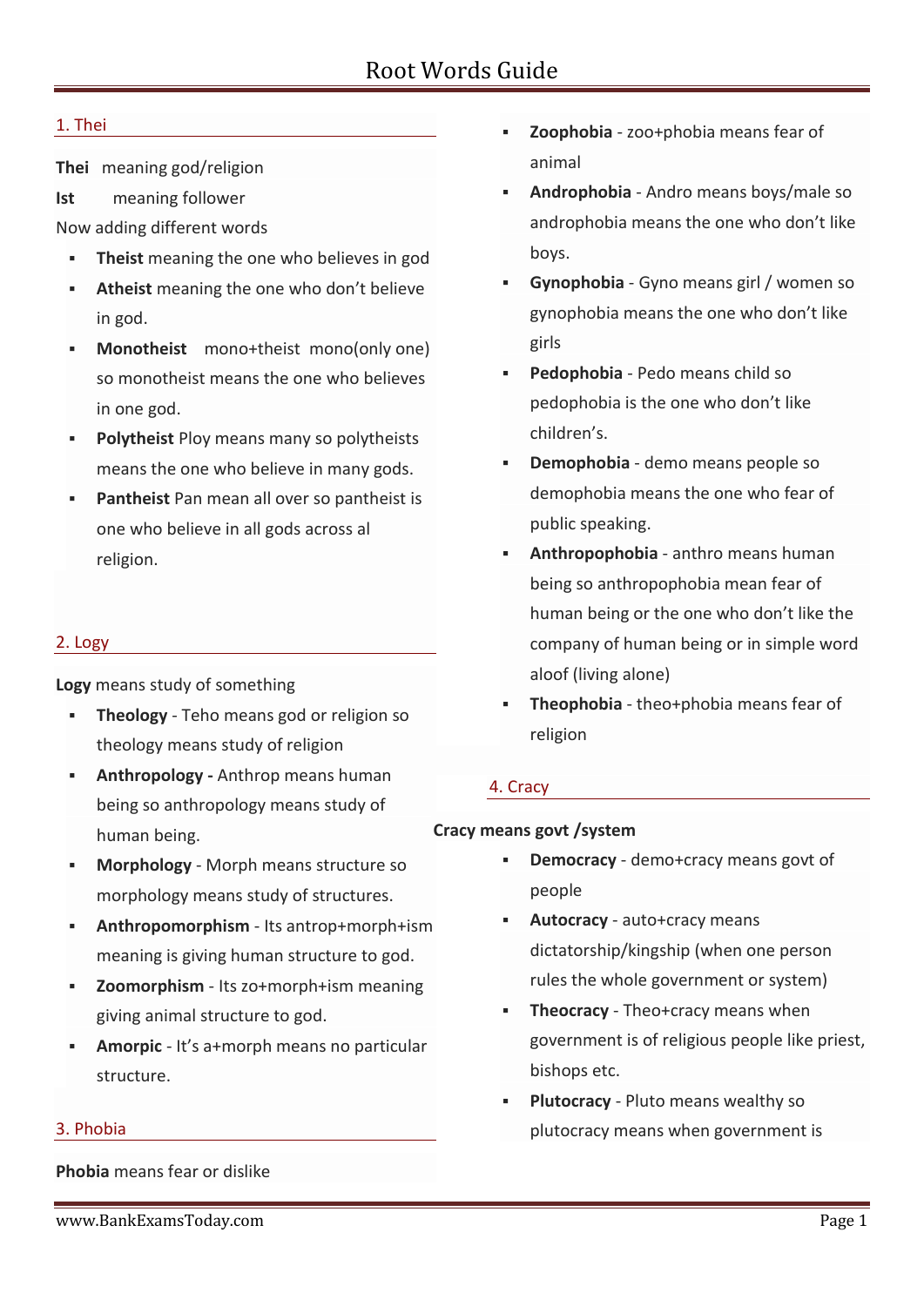# Root Words Guide

## 1. Thei

**Thei** meaning god/religion

**Ist** meaning follower

Now adding different words

- **Theist** meaning the one who believes in god
- **Atheist** meaning the one who don't believe in god.
- **Monotheist** mono+theist mono(only one) so monotheist means the one who believes in one god.
- **Polytheist** Ploy means many so polytheists means the one who believe in many gods.
- **Pantheist** Pan mean all over so pantheist is one who believe in all gods across al religion.

## 2. Logy

**Logy** means study of something

- **Theology** - Teho means god or religion so theology means study of religion
- **Anthropology -** Anthrop means human being so anthropology means study of human being.
- **Morphology** - Morph means structure so morphology means study of structures.
- **Anthropomorphism** - Its antrop+morph+ism meaning is giving human structure to god.
- **Zoomorphism** - Its zo+morph+ism meaning giving animal structure to god.
- **Amorpic** - It's a+morph means no particular structure.

## 3. Phobia

**Phobia** means fear or dislike

- **Zoophobia** - zoo+phobia means fear of animal
- **Androphobia** - Andro means boys/male so androphobia means the one who don't like boys.
- **Gynophobia** - Gyno means girl / women so gynophobia means the one who don't like girls
- **Pedophobia** - Pedo means child so pedophobia is the one who don't like children's.
- **Demophobia** - demo means people so demophobia means the one who fear of public speaking.
- **Anthropophobia** - anthro means human being so anthropophobia mean fear of human being or the one who don't like the company of human being or in simple word aloof (living alone)
- **Theophobia** - theo+phobia means fear of religion

## 4. Cracy

**Cracy means govt /system**

- **Democracy** - demo+cracy means govt of people
- **Autocracy** - auto+cracy means dictatorship/kingship (when one person rules the whole government or system)
- **Theocracy** - Theo+cracy means when government is of religious people like priest, bishops etc.
- **Plutocracy** - Pluto means wealthy so plutocracy means when government is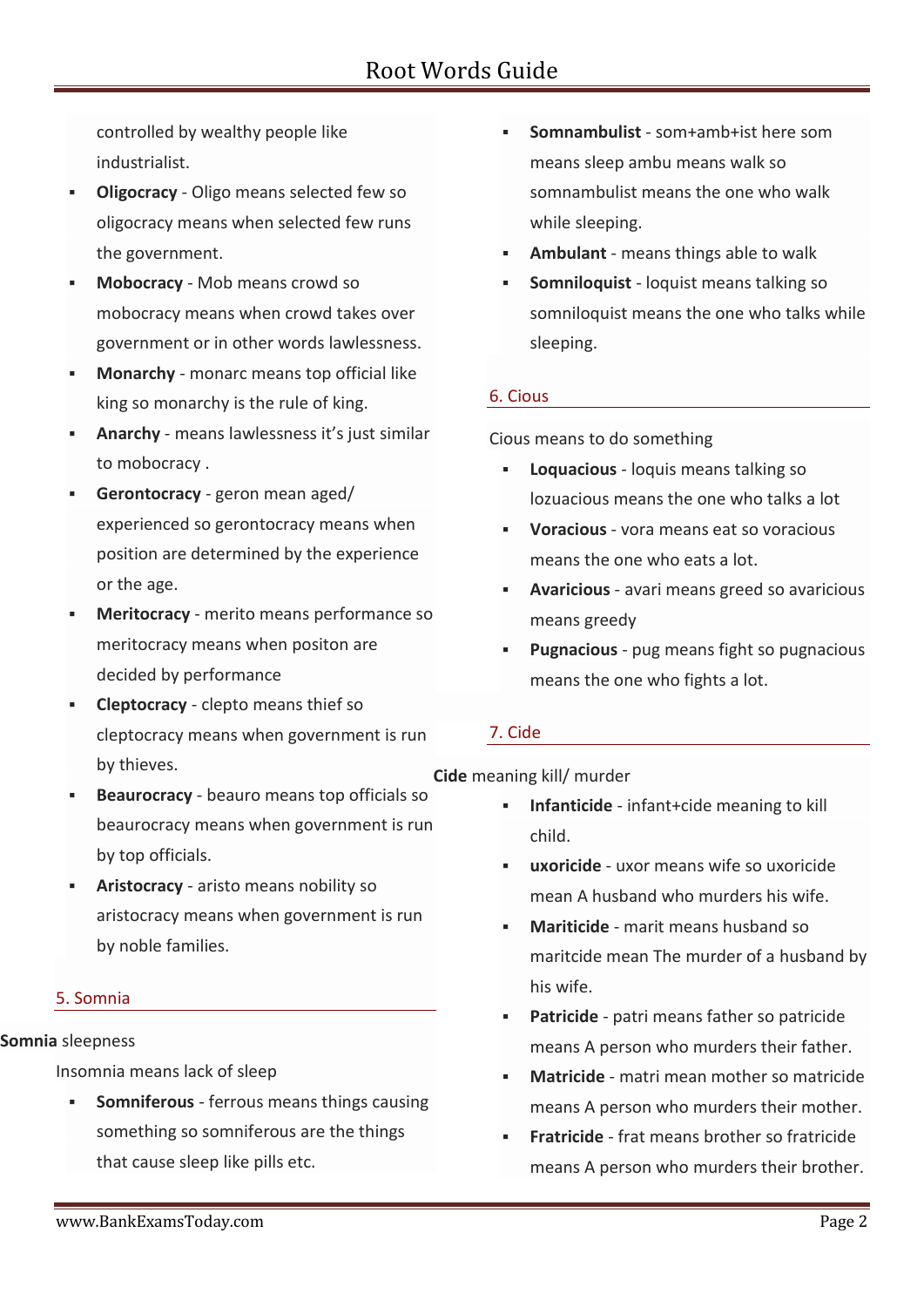controlled by wealthy people like industrialist.

- **Oligocracy** - Oligo means selected few so oligocracy means when selected few runs the government.
- **Mobocracy** - Mob means crowd so mobocracy means when crowd takes over government or in other words lawlessness.
- **Monarchy** - monarc means top official like king so monarchy is the rule of king.
- **Anarchy** - means lawlessness it's just similar to mobocracy .
- **Gerontocracy** - geron mean aged/ experienced so gerontocracy means when position are determined by the experience or the age.
- **Meritocracy** - merito means performance so meritocracy means when positon are decided by performance
- **Cleptocracy** - clepto means thief so cleptocracy means when government is run by thieves.
- **Beaurocracy** - beauro means top officials so beaurocracy means when government is run by top officials.
- **Aristocracy** - aristo means nobility so aristocracy means when government is run by noble families.

## 5. Somnia

**Somnia** sleepness

Insomnia means lack of sleep

- **Somniferous** - ferrous means things causing something so somniferous are the things that cause sleep like pills etc.
- **Somnambulist** - som+amb+ist here som means sleep ambu means walk so somnambulist means the one who walk while sleeping.
- **Ambulant** - means things able to walk
- **Somniloquist** - loquist means talking so somniloquist means the one who talks while sleeping.

## 6. Cious

Cious means to do something

- **Loquacious** - loquis means talking so lozuacious means the one who talks a lot
- **Voracious** - vora means eat so voracious means the one who eats a lot.
- **Avaricious** - avari means greed so avaricious means greedy
- **Pugnacious** - pug means fight so pugnacious means the one who fights a lot.

## 7. Cide

**Cide** meaning kill/ murder

- **Infanticide** - infant+cide meaning to kill child.
- **uxoricide** - uxor means wife so uxoricide mean A husband who murders his wife.
- **Mariticide** - marit means husband so maritcide mean The murder of a husband by his wife.
- **Patricide** - patri means father so patricide means A person who murders their father.
- **Matricide** - matri mean mother so matricide means A person who murders their mother.
- **Fratricide** - frat means brother so fratricide means A person who murders their brother.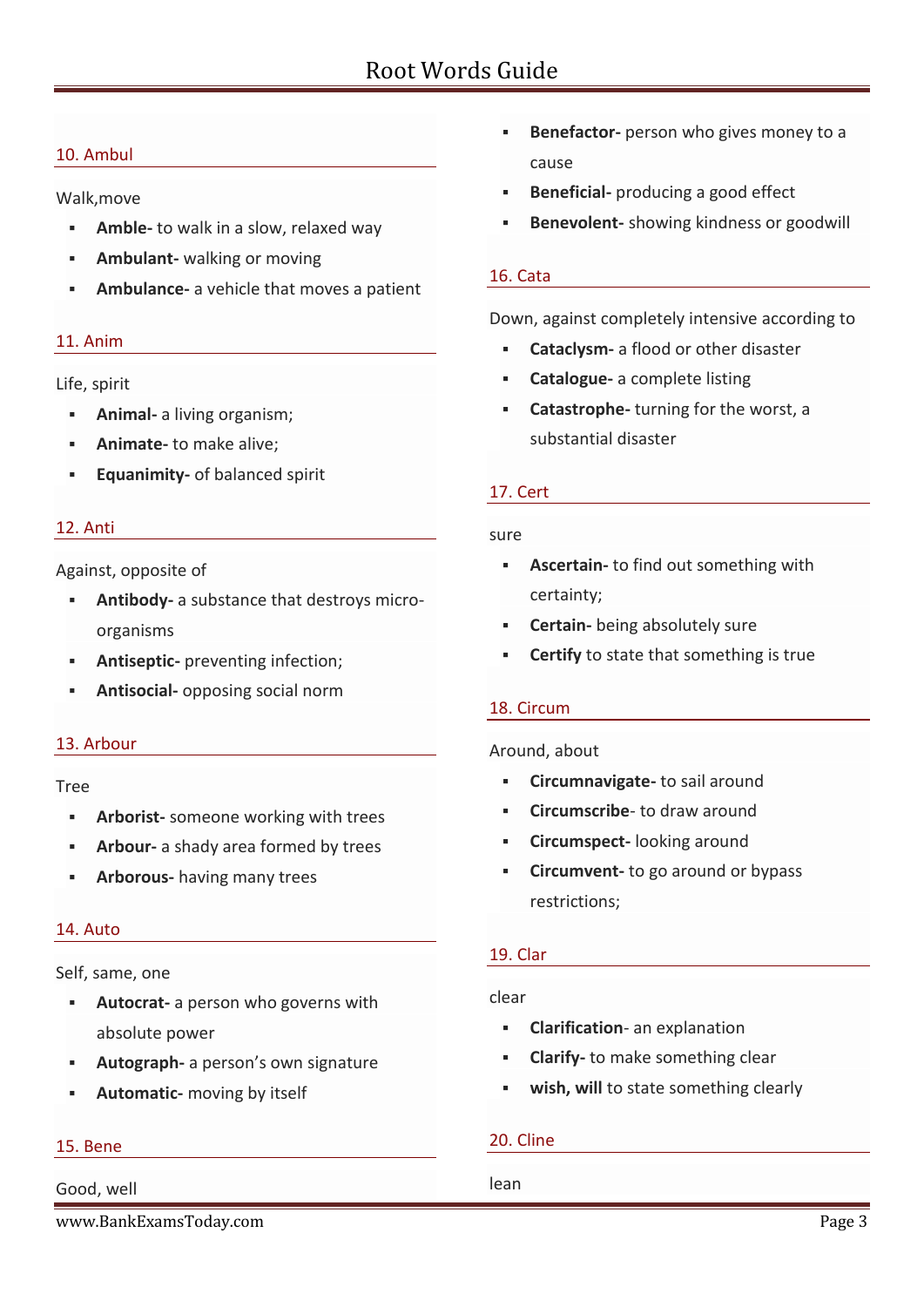### 10. Ambul

Walk,move

- **Amble-** to walk in a slow, relaxed way
- **Ambulant-** walking or moving
- **Ambulance-** a vehicle that moves a patient

### 11. Anim

Life, spirit

- **Animal-** a living organism;
- **Animate-** to make alive;
- **Equanimity-** of balanced spirit

### 12. Anti

Against, opposite of

- **Antibody-** a substance that destroys micro-organisms
- **Antiseptic-** preventing infection;
- **Antisocial-** opposing social norm

### 13. Arbour

Tree

- **Arborist-** someone working with trees
- **Arbour-** a shady area formed by trees
- **Arborous-** having many trees

### 14. Auto

Self, same, one

- **Autocrat-** a person who governs with absolute power
- **Autograph-** a person's own signature
- **Automatic-** moving by itself

### 15. Bene

Good, well

- **Benefactor-** person who gives money to a cause
- **Beneficial-** producing a good effect
- **Benevolent-** showing kindness or goodwill

### 16. Cata

Down, against completely intensive according to

- **Cataclysm-** a flood or other disaster
- **Catalogue-** a complete listing
- **Catastrophe-** turning for the worst, a substantial disaster

### 17. Cert

sure

- **Ascertain-** to find out something with certainty;
- **Certain-** being absolutely sure
- **Certify** to state that something is true

### 18. Circum

Around, about

- **Circumnavigate-** to sail around
- **Circumscribe**- to draw around
- **Circumspect-** looking around
- **Circumvent-** to go around or bypass restrictions;

### 19. Clar

clear

- **Clarification**- an explanation
- **Clarify-** to make something clear
- **wish, will** to state something clearly

### 20. Cline

lean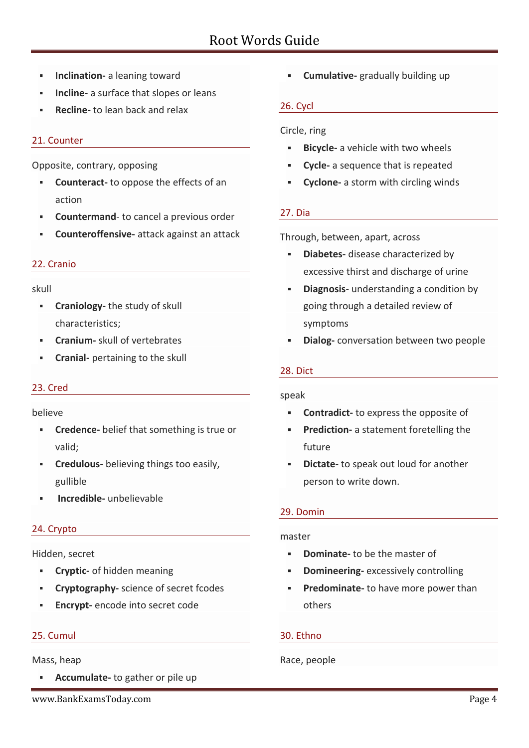- **Inclination-** a leaning toward
- **Incline-** a surface that slopes or leans
- **Recline-** to lean back and relax

## 21. Counter

Opposite, contrary, opposing

- **Counteract-** to oppose the effects of an action
- **Countermand**- to cancel a previous order
- **Counteroffensive-** attack against an attack

## 22. Cranio

skull

- **Craniology-** the study of skull characteristics;
- **Cranium-** skull of vertebrates
- **Cranial-** pertaining to the skull

## 23. Cred

believe

- **Credence-** belief that something is true or valid;
- **Credulous-** believing things too easily, gullible
- **Incredible-** unbelievable

## 24. Crypto

Hidden, secret

- **Cryptic-** of hidden meaning
- **Cryptography-** science of secret fcodes
- **Encrypt-** encode into secret code

## 25. Cumul

Mass, heap

- **Accumulate-** to gather or pile up
- **Cumulative-** gradually building up

## 26. Cycl

Circle, ring

- **Bicycle-** a vehicle with two wheels
- **Cycle-** a sequence that is repeated
- **Cyclone-** a storm with circling winds

## 27. Dia

Through, between, apart, across

- **Diabetes-** disease characterized by excessive thirst and discharge of urine
- **Diagnosis**- understanding a condition by going through a detailed review of symptoms
- **Dialog-** conversation between two people

## 28. Dict

speak

- **Contradict-** to express the opposite of
- **Prediction-** a statement foretelling the future
- **Dictate-** to speak out loud for another person to write down.

## 29. Domin

master

- **Dominate-** to be the master of
- **Domineering-** excessively controlling
- **Predominate-** to have more power than others

## 30. Ethno

Race, people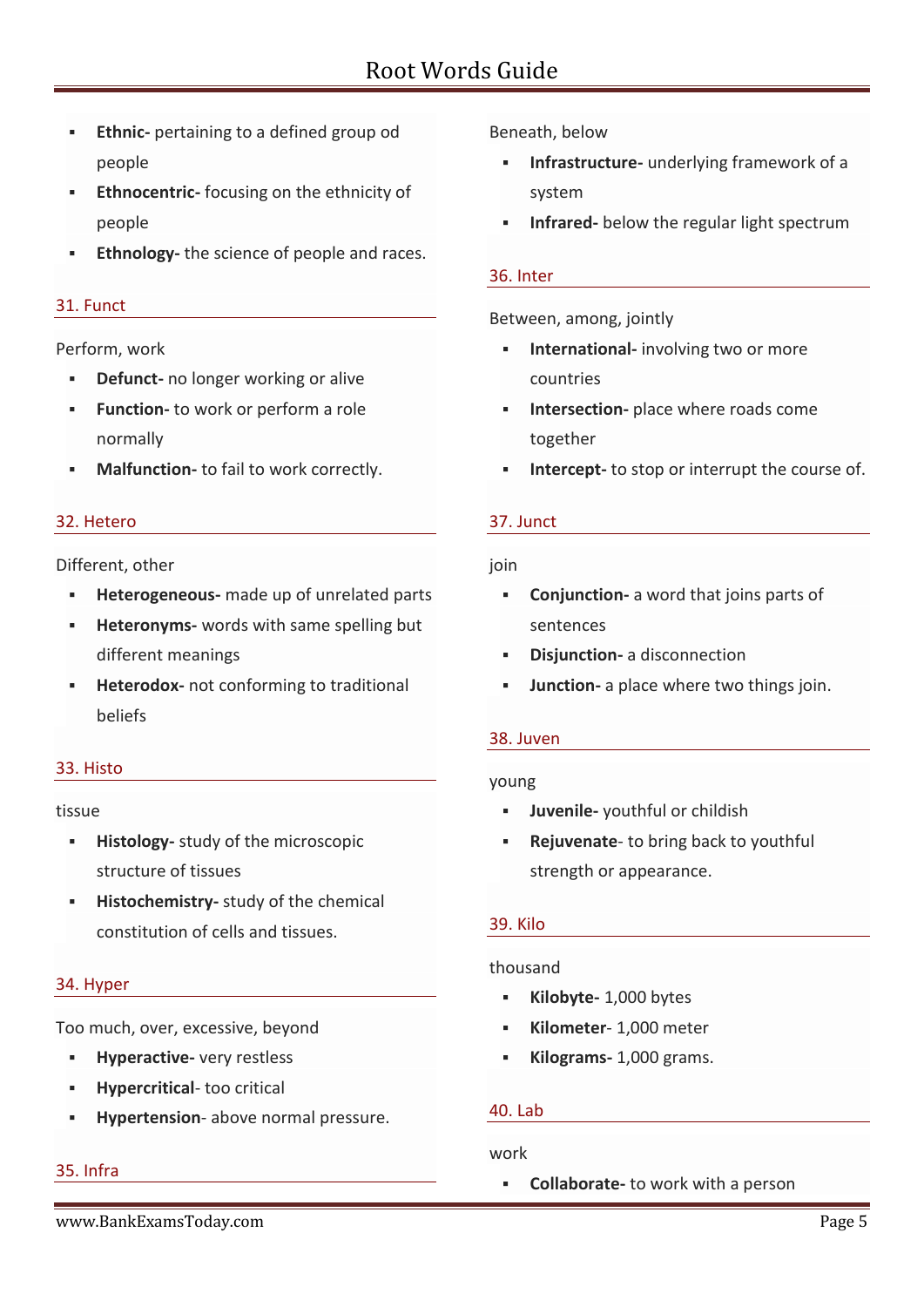- **Ethnic-** pertaining to a defined group od people
- **Ethnocentric-** focusing on the ethnicity of people
- **Ethnology-** the science of people and races.

## 31. Funct

Perform, work

- **Defunct-** no longer working or alive
- **Function-** to work or perform a role normally
- **Malfunction-** to fail to work correctly.

## 32. Hetero

Different, other

- **Heterogeneous-** made up of unrelated parts
- **Heteronyms-** words with same spelling but different meanings
- **Heterodox-** not conforming to traditional beliefs

## 33. Histo

tissue

- **Histology-** study of the microscopic structure of tissues
- **Histochemistry-** study of the chemical constitution of cells and tissues.

## 34. Hyper

Too much, over, excessive, beyond

- **Hyperactive-** very restless
- **Hypercritical**- too critical
- **Hypertension**- above normal pressure.

## 35. Infra

Beneath, below

- **Infrastructure-** underlying framework of a system
- **Infrared-** below the regular light spectrum

## 36. Inter

Between, among, jointly

- **International-** involving two or more countries
- **Intersection-** place where roads come together
- **Intercept-** to stop or interrupt the course of.

## 37. Junct

join

- **Conjunction-** a word that joins parts of sentences
- **Disjunction-** a disconnection
- **Junction-** a place where two things join.

## 38. Juven

young

- **Juvenile-** youthful or childish
- **Rejuvenate**- to bring back to youthful strength or appearance.

## 39. Kilo

thousand

- **Kilobyte-** 1,000 bytes
- **Kilometer**- 1,000 meter
- **Kilograms-** 1,000 grams.

## 40. Lab

work

- **Collaborate-** to work with a person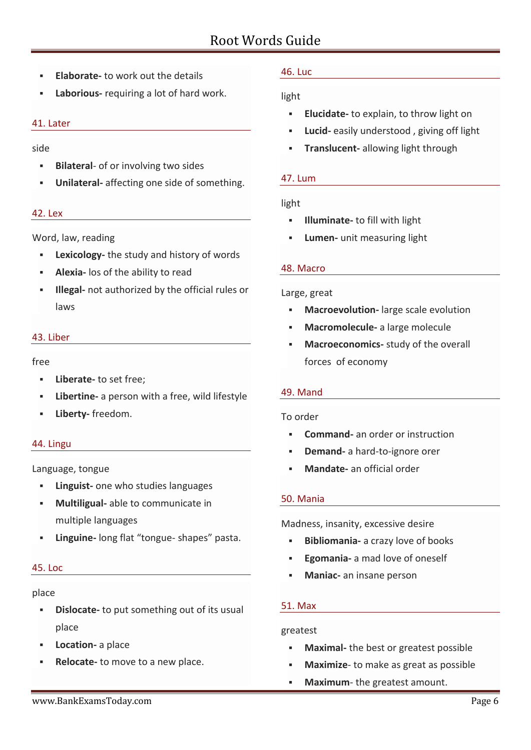- **Elaborate-** to work out the details
- **Laborious-** requiring a lot of hard work.

## 41. Later

side

- **Bilateral**- of or involving two sides
- **Unilateral-** affecting one side of something.

## 42. Lex

Word, law, reading

- **Lexicology-** the study and history of words
- **Alexia-** los of the ability to read
- **Illegal-** not authorized by the official rules or laws

## 43. Liber

free

- **Liberate-** to set free;
- **Libertine-** a person with a free, wild lifestyle
- **Liberty-** freedom.

## 44. Lingu

Language, tongue

- **Linguist-** one who studies languages
- **Multiligual-** able to communicate in multiple languages
- **Linguine-** long flat "tongue- shapes" pasta.

## 45. Loc

place

- **Dislocate-** to put something out of its usual place
- **Location-** a place
- **Relocate-** to move to a new place.

## 46. Luc

light

- **Elucidate-** to explain, to throw light on
- **Lucid-** easily understood , giving off light
- **Translucent-** allowing light through

## 47. Lum

light

- **Illuminate-** to fill with light
- **Lumen-** unit measuring light

## 48. Macro

Large, great

- **Macroevolution-** large scale evolution
- **Macromolecule-** a large molecule
- **Macroeconomics-** study of the overall forces of economy

## 49. Mand

To order

- **Command-** an order or instruction
- **Demand-** a hard-to-ignore orer
- **Mandate-** an official order

## 50. Mania

Madness, insanity, excessive desire

- **Bibliomania-** a crazy love of books
- **Egomania-** a mad love of oneself
- **Maniac-** an insane person

## 51. Max

greatest

- **Maximal-** the best or greatest possible
- **Maximize**- to make as great as possible
- **Maximum**- the greatest amount.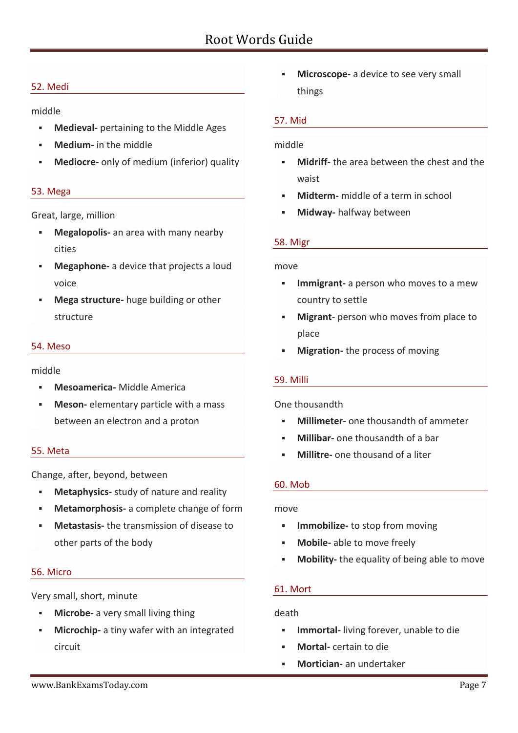## 52. Medi

middle

- **Medieval-** pertaining to the Middle Ages
- **Medium-** in the middle
- **Mediocre-** only of medium (inferior) quality

## 53. Mega

Great, large, million

- **Megalopolis-** an area with many nearby cities
- **Megaphone-** a device that projects a loud voice
- **Mega structure-** huge building or other structure

## 54. Meso

middle

- **Mesoamerica-** Middle America
- **Meson-** elementary particle with a mass between an electron and a proton

## 55. Meta

Change, after, beyond, between

- **Metaphysics-** study of nature and reality
- **Metamorphosis-** a complete change of form
- **Metastasis-** the transmission of disease to other parts of the body

## 56. Micro

Very small, short, minute

- **Microbe-** a very small living thing
- **Microchip-** a tiny wafer with an integrated circuit
- **Microscope-** a device to see very small things

## 57. Mid

middle

- **Midriff-** the area between the chest and the waist
- **Midterm-** middle of a term in school
- **Midway-** halfway between

## 58. Migr

move

- **Immigrant-** a person who moves to a mew country to settle
- **Migrant**- person who moves from place to place
- **Migration-** the process of moving

## 59. Milli

One thousandth

- **Millimeter-** one thousandth of ammeter
- **Millibar-** one thousandth of a bar
- **Millitre-** one thousand of a liter

## 60. Mob

move

- **Immobilize-** to stop from moving
- **Mobile-** able to move freely
- **Mobility-** the equality of being able to move

## 61. Mort

death

- **Immortal-** living forever, unable to die
- **Mortal-** certain to die
- **Mortician-** an undertaker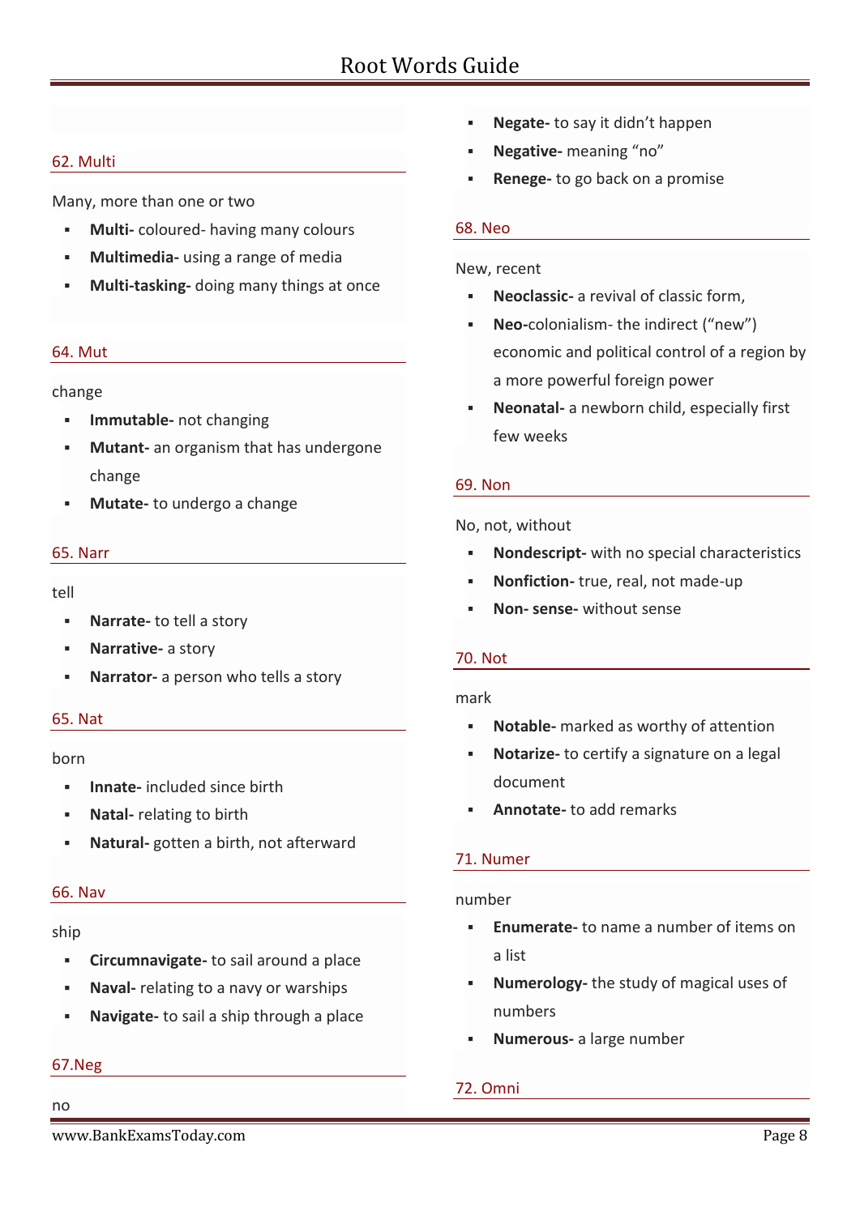## 62. Multi

Many, more than one or two

- **Multi-** coloured- having many colours
- **Multimedia-** using a range of media
- **Multi-tasking-** doing many things at once

## 64. Mut

change

- **Immutable-** not changing
- **Mutant-** an organism that has undergone change
- **Mutate-** to undergo a change

## 65. Narr

tell

- **Narrate-** to tell a story
- **Narrative-** a story
- **Narrator-** a person who tells a story

## 65. Nat

born

- **Innate-** included since birth
- **Natal-** relating to birth
- **Natural-** gotten a birth, not afterward

## 66. Nav

ship

- **Circumnavigate-** to sail around a place
- **Naval-** relating to a navy or warships
- **Navigate-** to sail a ship through a place

## 67.Neg

no

- **Negate-** to say it didn't happen
- **Negative-** meaning "no"
- **Renege-** to go back on a promise

## 68. Neo

New, recent

- **Neoclassic-** a revival of classic form,
- **Neo-**colonialism- the indirect ("new") economic and political control of a region by a more powerful foreign power
- **Neonatal-** a newborn child, especially first few weeks

## 69. Non

No, not, without

- **Nondescript-** with no special characteristics
- **Nonfiction-** true, real, not made-up
- **Non- sense-** without sense

## 70. Not

mark

- **Notable-** marked as worthy of attention
- **Notarize-** to certify a signature on a legal document
- **Annotate-** to add remarks

## 71. Numer

number

- **Enumerate-** to name a number of items on a list
- **Numerology-** the study of magical uses of numbers
- **Numerous-** a large number

## 72. Omni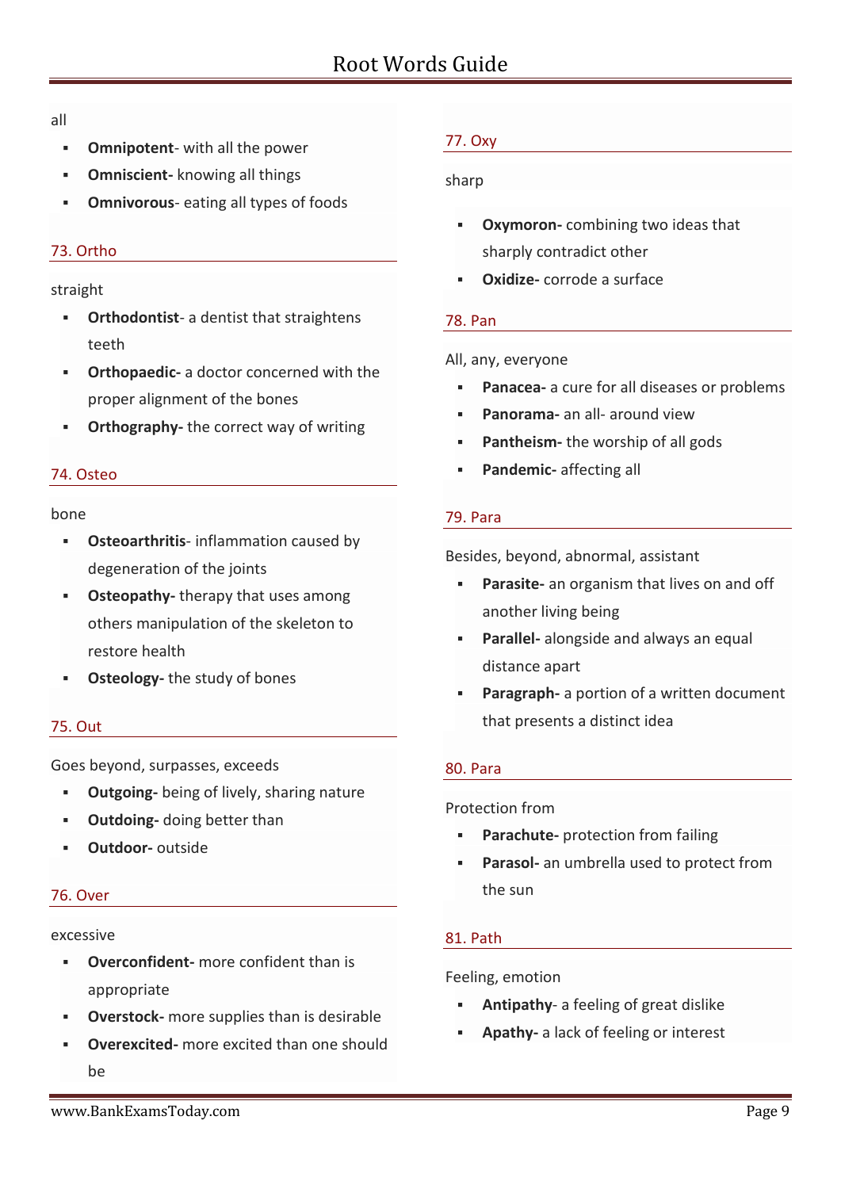all

- **Omnipotent**- with all the power
- **Omniscient-** knowing all things
- **Omnivorous**- eating all types of foods

## 73. Ortho

straight

- **Orthodontist**- a dentist that straightens teeth
- **Orthopaedic-** a doctor concerned with the proper alignment of the bones
- **Orthography-** the correct way of writing

## 74. Osteo

bone

- **Osteoarthritis**- inflammation caused by degeneration of the joints
- **Osteopathy-** therapy that uses among others manipulation of the skeleton to restore health
- **Osteology-** the study of bones

## 75. Out

Goes beyond, surpasses, exceeds

- **Outgoing-** being of lively, sharing nature
- **Outdoing-** doing better than
- **Outdoor-** outside

## 76. Over

excessive

- **Overconfident-** more confident than is appropriate
- **Overstock-** more supplies than is desirable
- **Overexcited-** more excited than one should be

## 77. Oxy

sharp

- **Oxymoron-** combining two ideas that sharply contradict other
- **Oxidize-** corrode a surface

## 78. Pan

All, any, everyone

- **Panacea-** a cure for all diseases or problems
- **Panorama-** an all- around view
- **Pantheism-** the worship of all gods
- **Pandemic-** affecting all

## 79. Para

Besides, beyond, abnormal, assistant

- **Parasite-** an organism that lives on and off another living being
- **Parallel-** alongside and always an equal distance apart
- **Paragraph-** a portion of a written document that presents a distinct idea

## 80. Para

Protection from

- **Parachute-** protection from failing
- **Parasol-** an umbrella used to protect from the sun

## 81. Path

Feeling, emotion

- **Antipathy**- a feeling of great dislike
- **Apathy-** a lack of feeling or interest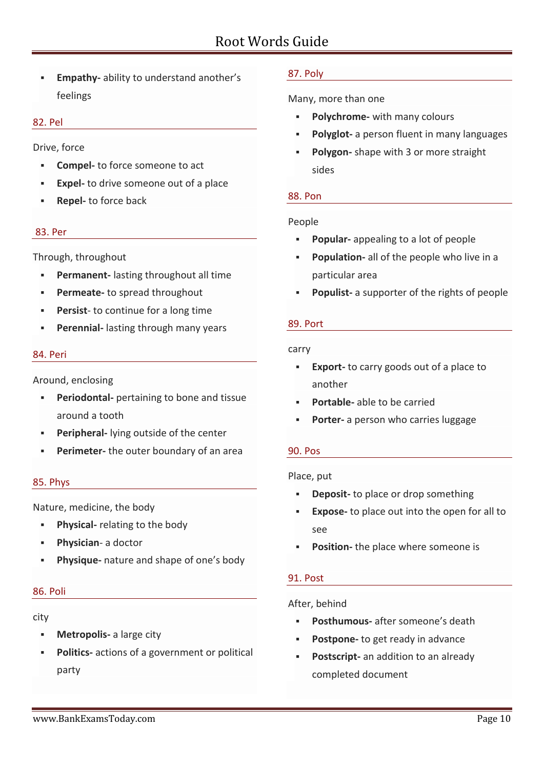- **Empathy-** ability to understand another's feelings

## 82. Pel

Drive, force

- **Compel-** to force someone to act
- **Expel-** to drive someone out of a place
- **Repel-** to force back

## 83. Per

Through, throughout

- **Permanent-** lasting throughout all time
- **Permeate-** to spread throughout
- **Persist**- to continue for a long time
- **Perennial-** lasting through many years

## 84. Peri

Around, enclosing

- **Periodontal-** pertaining to bone and tissue around a tooth
- **Peripheral-** lying outside of the center
- **Perimeter-** the outer boundary of an area

## 85. Phys

Nature, medicine, the body

- **Physical-** relating to the body
- **Physician**- a doctor
- **Physique-** nature and shape of one's body

## 86. Poli

city

- **Metropolis-** a large city
- **Politics-** actions of a government or political party

## 87. Poly

Many, more than one

- **Polychrome-** with many colours
- **Polyglot-** a person fluent in many languages
- **Polygon-** shape with 3 or more straight sides

## 88. Pon

People

- **Popular-** appealing to a lot of people
- **Population-** all of the people who live in a particular area
- **Populist-** a supporter of the rights of people

## 89. Port

carry

- **Export-** to carry goods out of a place to another
- **Portable-** able to be carried
- **Porter-** a person who carries luggage

## 90. Pos

Place, put

- **Deposit-** to place or drop something
- **Expose-** to place out into the open for all to see
- **Position-** the place where someone is

## 91. Post

After, behind

- **Posthumous-** after someone's death
- **Postpone-** to get ready in advance
- **Postscript-** an addition to an already completed document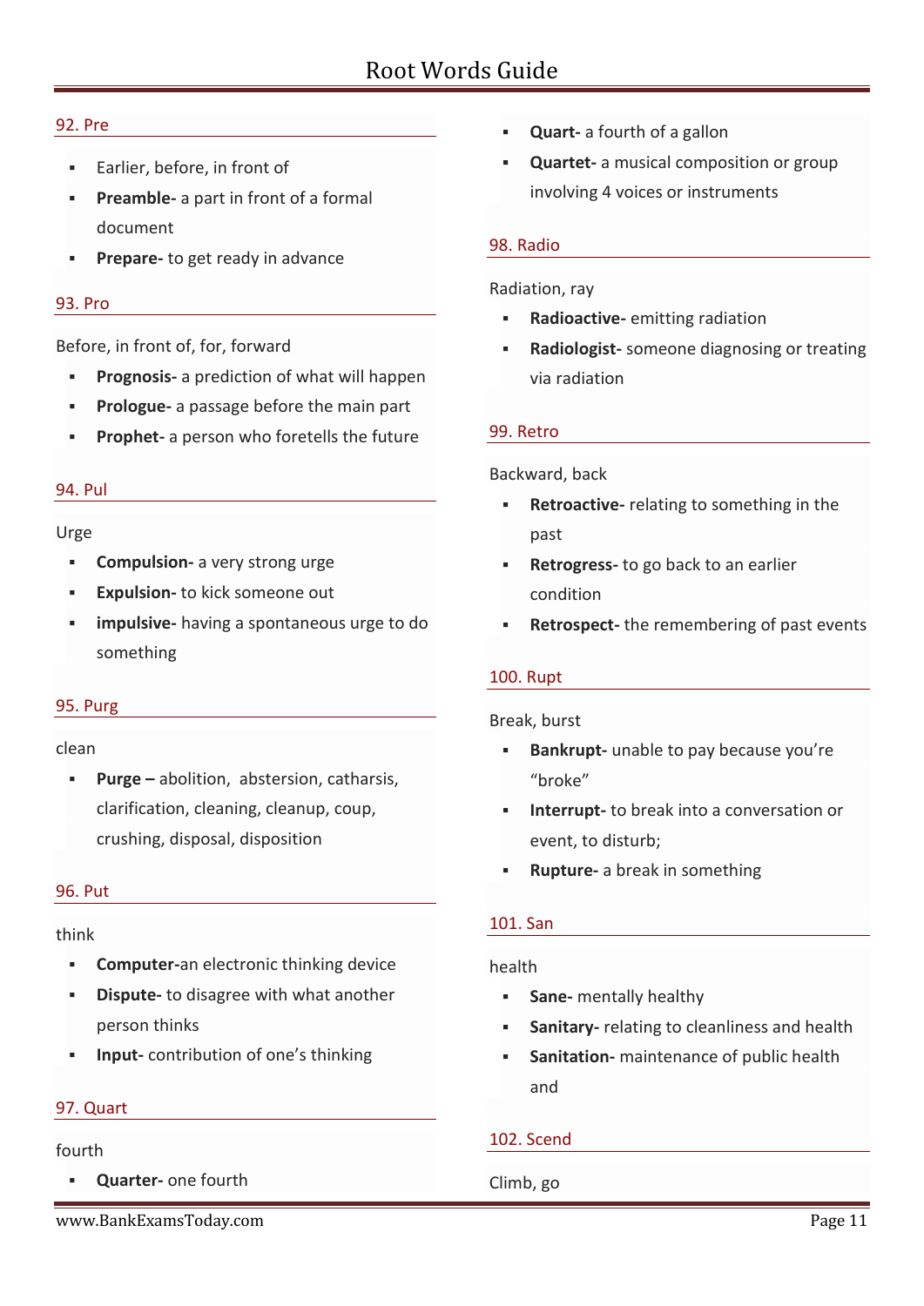### 92. Pre

- Earlier, before, in front of
- **Preamble-** a part in front of a formal document
- **Prepare-** to get ready in advance

### 93. Pro

Before, in front of, for, forward

- **Prognosis-** a prediction of what will happen
- **Prologue-** a passage before the main part
- **Prophet-** a person who foretells the future

### 94. Pul

Urge

- **Compulsion-** a very strong urge
- **Expulsion-** to kick someone out
- **impulsive-** having a spontaneous urge to do something

### 95. Purg

clean

- **Purge –** abolition, abstersion, catharsis, clarification, cleaning, cleanup, coup, crushing, disposal, disposition

### 96. Put

think

- **Computer-**an electronic thinking device
- **Dispute-** to disagree with what another person thinks
- **Input-** contribution of one's thinking

### 97. Quart

fourth

- **Quarter-** one fourth
- **Quart-** a fourth of a gallon
- **Quartet-** a musical composition or group involving 4 voices or instruments

### 98. Radio

Radiation, ray

- **Radioactive-** emitting radiation
- **Radiologist-** someone diagnosing or treating via radiation

### 99. Retro

Backward, back

- **Retroactive-** relating to something in the past
- **Retrogress-** to go back to an earlier condition
- **Retrospect-** the remembering of past events

### 100. Rupt

Break, burst

- **Bankrupt-** unable to pay because you're "broke"
- **Interrupt-** to break into a conversation or event, to disturb;
- **Rupture-** a break in something

### 101. San

health

- **Sane-** mentally healthy
- **Sanitary-** relating to cleanliness and health
- **Sanitation-** maintenance of public health and

### 102. Scend

Climb, go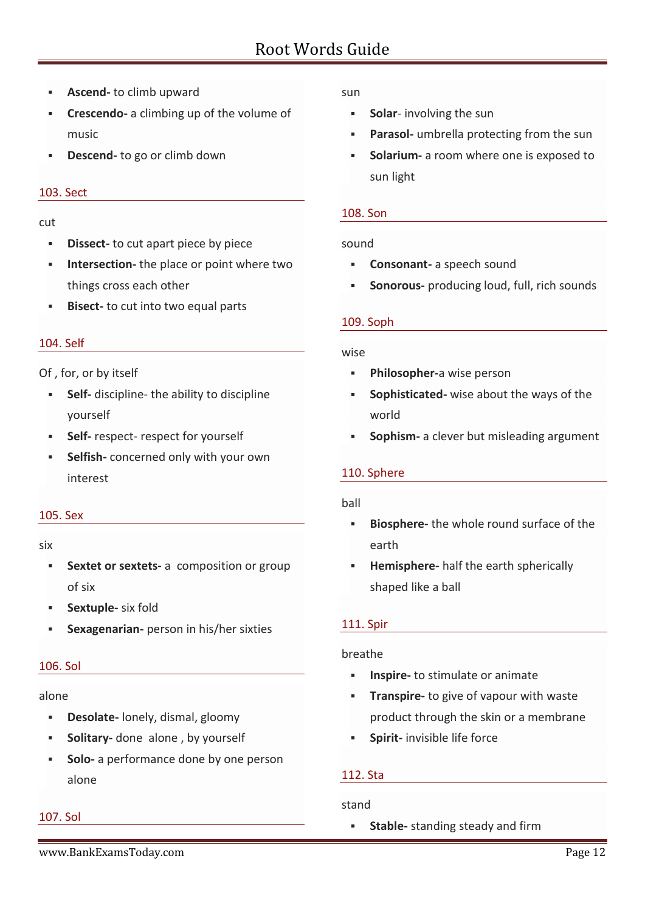- **Ascend-** to climb upward
- **Crescendo-** a climbing up of the volume of music
- **Descend-** to go or climb down

## 103. Sect

cut

- **Dissect-** to cut apart piece by piece
- **Intersection-** the place or point where two things cross each other
- **Bisect-** to cut into two equal parts

## 104. Self

Of , for, or by itself

- **Self-** discipline- the ability to discipline yourself
- **Self-** respect- respect for yourself
- **Selfish-** concerned only with your own interest

## 105. Sex

six

- **Sextet or sextets-** a composition or group of six
- **Sextuple-** six fold
- **Sexagenarian-** person in his/her sixties

## 106. Sol

alone

- **Desolate-** lonely, dismal, gloomy
- **Solitary-** done alone , by yourself
- **Solo-** a performance done by one person alone

## 107. Sol

sun

- **Solar**- involving the sun
- **Parasol-** umbrella protecting from the sun
- **Solarium-** a room where one is exposed to sun light

## 108. Son

sound

- **Consonant-** a speech sound
- **Sonorous-** producing loud, full, rich sounds

## 109. Soph

wise

- **Philosopher-**a wise person
- **Sophisticated-** wise about the ways of the world
- **Sophism-** a clever but misleading argument

## 110. Sphere

ball

- **Biosphere-** the whole round surface of the earth
- **Hemisphere-** half the earth spherically shaped like a ball

## 111. Spir

breathe

- **Inspire-** to stimulate or animate
- **Transpire-** to give of vapour with waste product through the skin or a membrane
- **Spirit-** invisible life force

## 112. Sta

stand

- **Stable-** standing steady and firm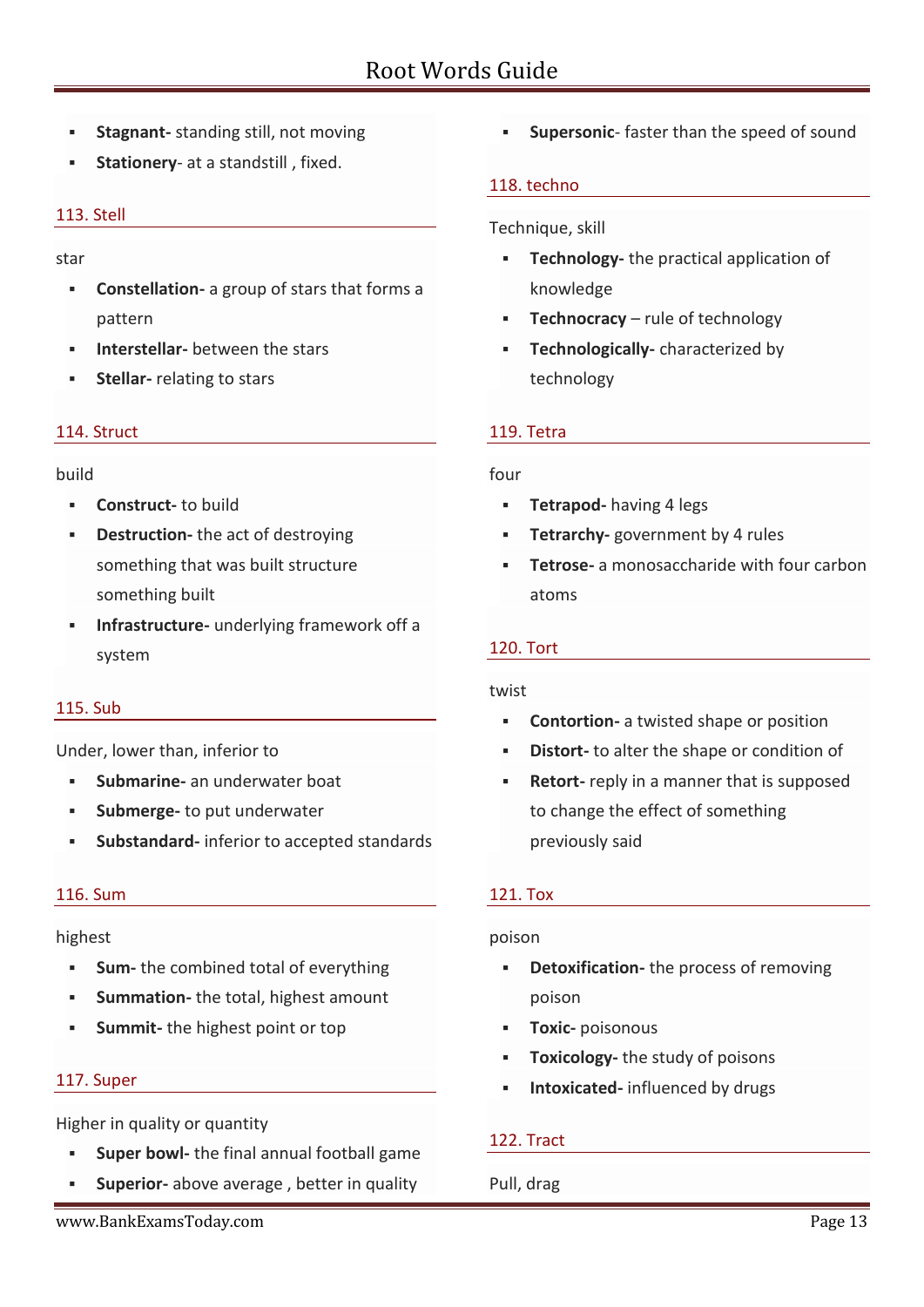- **Stagnant-** standing still, not moving
- **Stationery**- at a standstill , fixed.

### 113. Stell

star

- **Constellation-** a group of stars that forms a pattern
- **Interstellar-** between the stars
- **Stellar-** relating to stars

### 114. Struct

build

- **Construct-** to build
- **Destruction-** the act of destroying something that was built structure something built
- **Infrastructure-** underlying framework off a system

### 115. Sub

Under, lower than, inferior to

- **Submarine-** an underwater boat
- **Submerge-** to put underwater
- **Substandard-** inferior to accepted standards

### 116. Sum

highest

- **Sum-** the combined total of everything
- **Summation-** the total, highest amount
- **Summit-** the highest point or top

### 117. Super

Higher in quality or quantity

- **Super bowl-** the final annual football game
- **Superior-** above average , better in quality
- **Supersonic**- faster than the speed of sound

### 118. techno

Technique, skill

- **Technology-** the practical application of knowledge
- **Technocracy** – rule of technology
- **Technologically-** characterized by technology

### 119. Tetra

four

- **Tetrapod-** having 4 legs
- **Tetrarchy-** government by 4 rules
- **Tetrose-** a monosaccharide with four carbon atoms

### 120. Tort

twist

- **Contortion-** a twisted shape or position
- **Distort-** to alter the shape or condition of
- **Retort-** reply in a manner that is supposed to change the effect of something previously said

### 121. Tox

poison

- **Detoxification-** the process of removing poison
- **Toxic-** poisonous
- **Toxicology-** the study of poisons
- **Intoxicated-** influenced by drugs

### 122. Tract

Pull, drag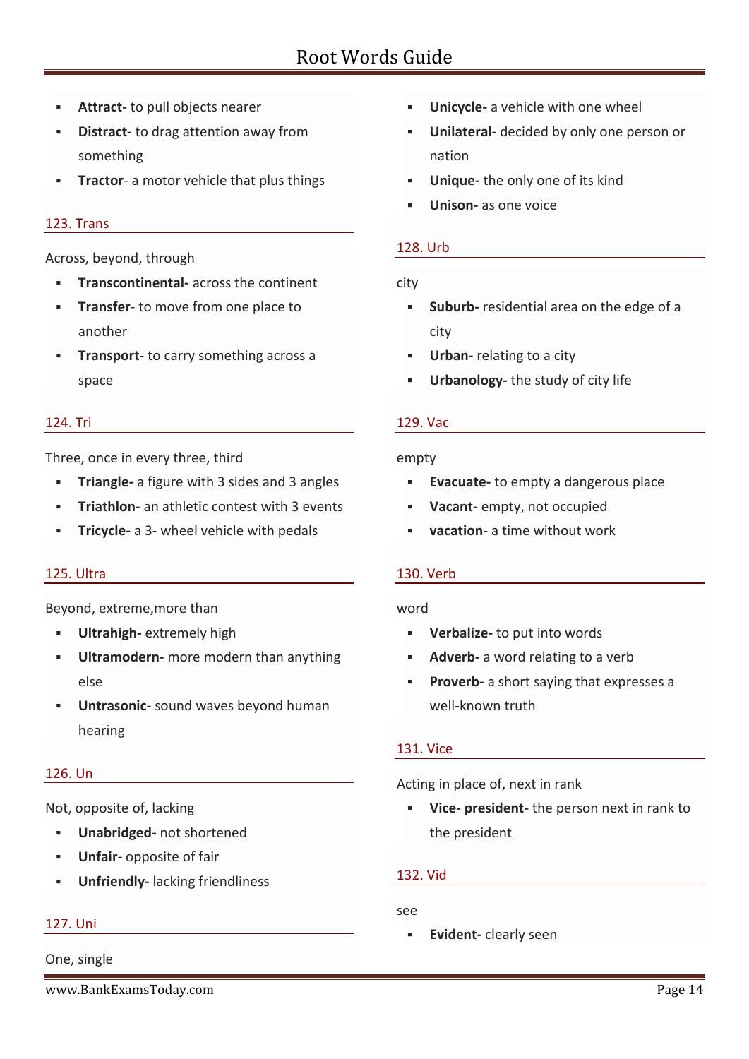- **Attract-** to pull objects nearer
- **Distract-** to drag attention away from something
- **Tractor**- a motor vehicle that plus things

## 123. Trans

Across, beyond, through

- **Transcontinental-** across the continent
- **Transfer**- to move from one place to another
- **Transport**- to carry something across a space

## 124. Tri

Three, once in every three, third

- **Triangle-** a figure with 3 sides and 3 angles
- **Triathlon-** an athletic contest with 3 events
- **Tricycle-** a 3- wheel vehicle with pedals

## 125. Ultra

Beyond, extreme,more than

- **Ultrahigh-** extremely high
- **Ultramodern-** more modern than anything else
- **Untrasonic-** sound waves beyond human hearing

## 126. Un

Not, opposite of, lacking

- **Unabridged-** not shortened
- **Unfair-** opposite of fair
- **Unfriendly-** lacking friendliness

## 127. Uni

One, single

- **Unicycle-** a vehicle with one wheel
- **Unilateral-** decided by only one person or nation
- **Unique-** the only one of its kind
- **Unison-** as one voice

## 128. Urb

city

- **Suburb-** residential area on the edge of a city
- **Urban-** relating to a city
- **Urbanology-** the study of city life

## 129. Vac

empty

- **Evacuate-** to empty a dangerous place
- **Vacant-** empty, not occupied
- **vacation**- a time without work

## 130. Verb

word

- **Verbalize-** to put into words
- **Adverb-** a word relating to a verb
- **Proverb-** a short saying that expresses a well-known truth

## 131. Vice

Acting in place of, next in rank

- **Vice- president-** the person next in rank to the president

## 132. Vid

see

- **Evident-** clearly seen